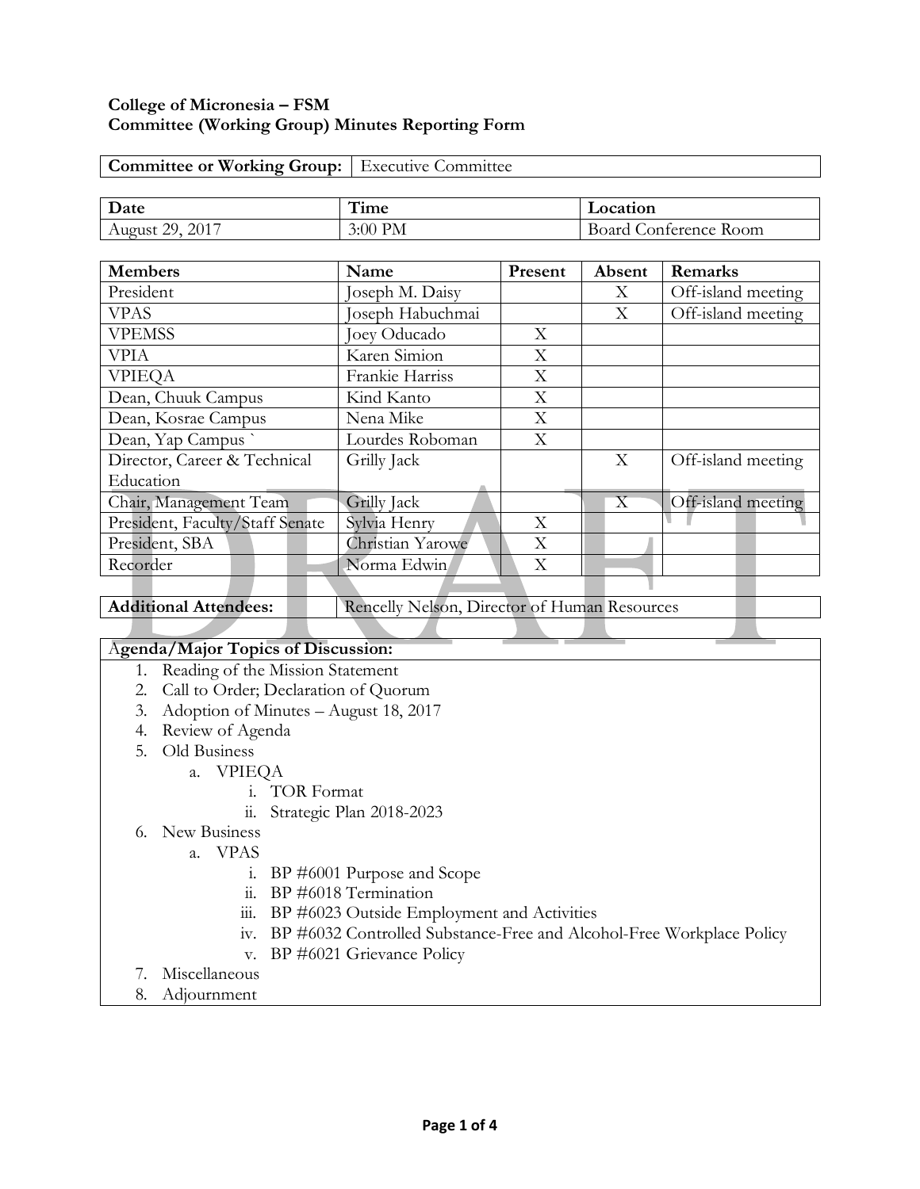**College of Micronesia – FSM**
**Committee (Working Group) Minutes Reporting Form**

| **Committee or Working Group:** | Executive Committee |
|---|---|

| **Date** | **Time** | **Location** |
|---|---|---|
| August 29, 2017 | 3:00 PM | Board Conference Room |

| **Members** | **Name** | **Present** | **Absent** | **Remarks** |
|---|---|---|---|---|
| President | Joseph M. Daisy | | X | Off-island meeting |
| VPAS | Joseph Habuchmai | | X | Off-island meeting |
| VPEMSS | Joey Oducado | X | | |
| VPIA | Karen Simion | X | | |
| VPIEQA | Frankie Harriss | X | | |
| Dean, Chuuk Campus | Kind Kanto | X | | |
| Dean, Kosrae Campus | Nena Mike | X | | |
| Dean, Yap Campus ` | Lourdes Roboman | X | | |
| Director, Career & Technical Education | Grilly Jack | | X | Off-island meeting |
| Chair, Management Team | Grilly Jack | | X | Off-island meeting |
| President, Faculty/Staff Senate | Sylvia Henry | X | | |
| President, SBA | Christian Yarowe | X | | |
| Recorder | Norma Edwin | X | | |

| **Additional Attendees:** | Rencelly Nelson, Director of Human Resources |
|---|---|

**Agenda/Major Topics of Discussion:**

1. Reading of the Mission Statement
2. Call to Order; Declaration of Quorum
3. Adoption of Minutes – August 18, 2017
4. Review of Agenda
5. Old Business
    a. VPIEQA
        i. TOR Format
        ii. Strategic Plan 2018-2023
6. New Business
    a. VPAS
        i. BP #6001 Purpose and Scope
        ii. BP #6018 Termination
        iii. BP #6023 Outside Employment and Activities
        iv. BP #6032 Controlled Substance-Free and Alcohol-Free Workplace Policy
        v. BP #6021 Grievance Policy
7. Miscellaneous
8. Adjournment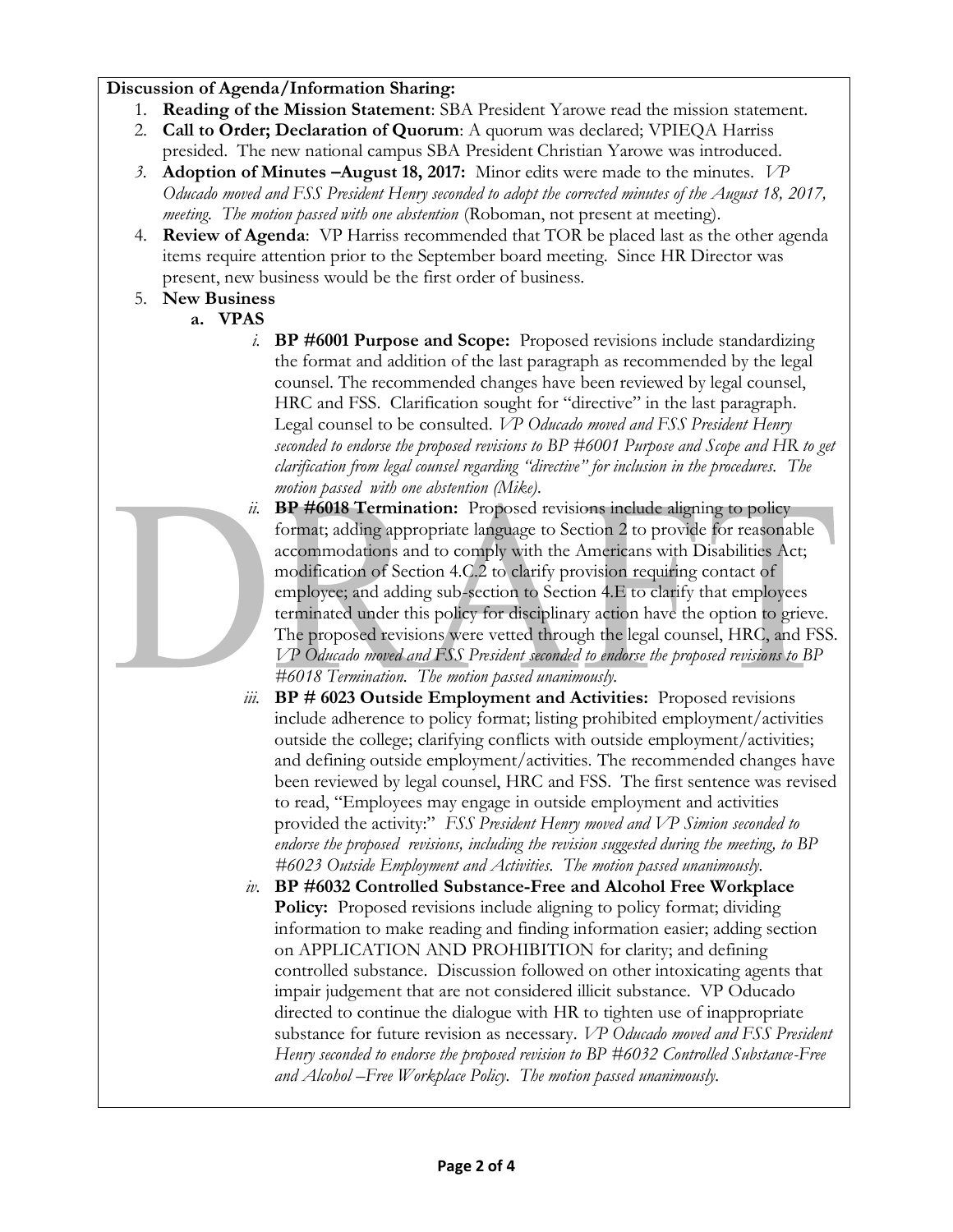**Discussion of Agenda/Information Sharing:**

1. **Reading of the Mission Statement**: SBA President Yarowe read the mission statement.
2. **Call to Order; Declaration of Quorum**: A quorum was declared; VPIEQA Harriss presided. The new national campus SBA President Christian Yarowe was introduced.
3. **Adoption of Minutes –August 18, 2017:** Minor edits were made to the minutes. *VP Oducado moved and FSS President Henry seconded to adopt the corrected minutes of the August 18, 2017, meeting. The motion passed with one abstention* (Roboman, not present at meeting).
4. **Review of Agenda**: VP Harriss recommended that TOR be placed last as the other agenda items require attention prior to the September board meeting. Since HR Director was present, new business would be the first order of business.
5. **New Business**
   a. **VPAS**
      i. **BP #6001 Purpose and Scope:** Proposed revisions include standardizing the format and addition of the last paragraph as recommended by the legal counsel. The recommended changes have been reviewed by legal counsel, HRC and FSS. Clarification sought for "directive" in the last paragraph. Legal counsel to be consulted. *VP Oducado moved and FSS President Henry seconded to endorse the proposed revisions to BP #6001 Purpose and Scope and HR to get clarification from legal counsel regarding "directive" for inclusion in the procedures. The motion passed with one abstention (Mike).*
      ii. **BP #6018 Termination:** Proposed revisions include aligning to policy format; adding appropriate language to Section 2 to provide for reasonable accommodations and to comply with the Americans with Disabilities Act; modification of Section 4.C.2 to clarify provision requiring contact of employee; and adding sub-section to Section 4.E to clarify that employees terminated under this policy for disciplinary action have the option to grieve. The proposed revisions were vetted through the legal counsel, HRC, and FSS. *VP Oducado moved and FSS President seconded to endorse the proposed revisions to BP #6018 Termination. The motion passed unanimously.*
      iii. **BP # 6023 Outside Employment and Activities:** Proposed revisions include adherence to policy format; listing prohibited employment/activities outside the college; clarifying conflicts with outside employment/activities; and defining outside employment/activities. The recommended changes have been reviewed by legal counsel, HRC and FSS. The first sentence was revised to read, "Employees may engage in outside employment and activities provided the activity:" *FSS President Henry moved and VP Simion seconded to endorse the proposed revisions, including the revision suggested during the meeting, to BP #6023 Outside Employment and Activities. The motion passed unanimously.*
      iv. **BP #6032 Controlled Substance-Free and Alcohol Free Workplace Policy:** Proposed revisions include aligning to policy format; dividing information to make reading and finding information easier; adding section on APPLICATION AND PROHIBITION for clarity; and defining controlled substance. Discussion followed on other intoxicating agents that impair judgement that are not considered illicit substance. VP Oducado directed to continue the dialogue with HR to tighten use of inappropriate substance for future revision as necessary. *VP Oducado moved and FSS President Henry seconded to endorse the proposed revision to BP #6032 Controlled Substance-Free and Alcohol –Free Workplace Policy. The motion passed unanimously.*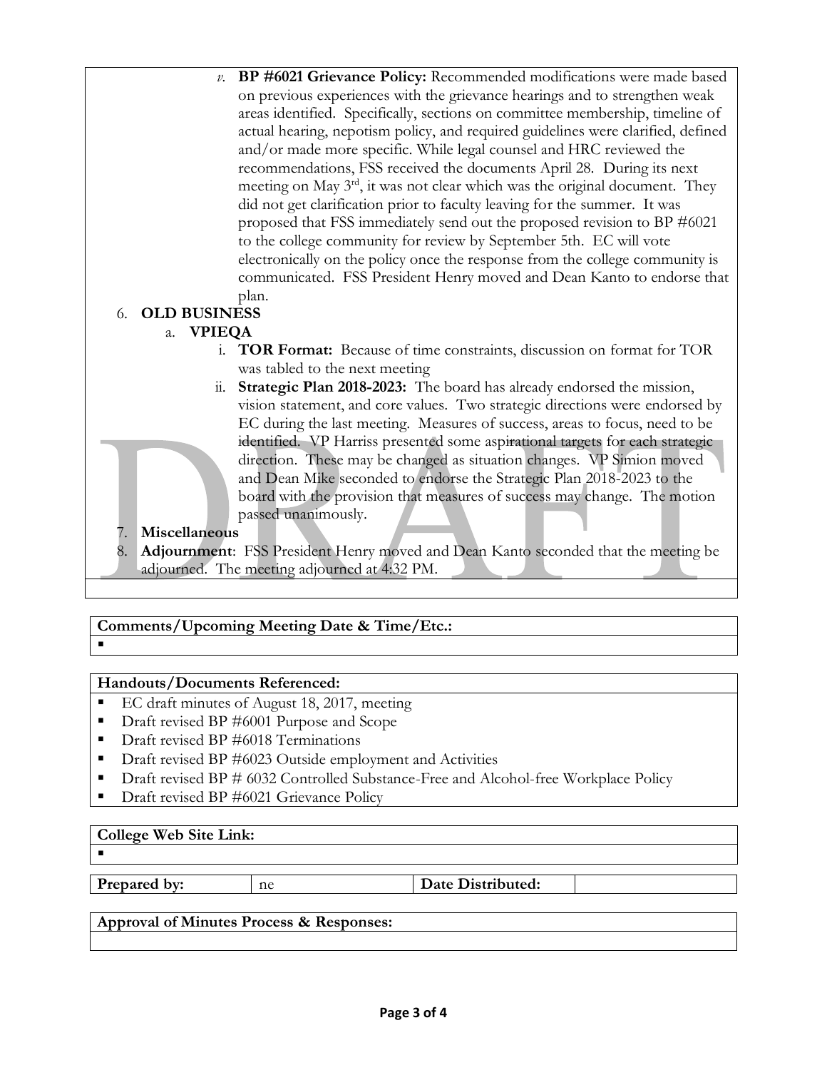v. **BP #6021 Grievance Policy:** Recommended modifications were made based on previous experiences with the grievance hearings and to strengthen weak areas identified. Specifically, sections on committee membership, timeline of actual hearing, nepotism policy, and required guidelines were clarified, defined and/or made more specific. While legal counsel and HRC reviewed the recommendations, FSS received the documents April 28. During its next meeting on May 3rd, it was not clear which was the original document. They did not get clarification prior to faculty leaving for the summer. It was proposed that FSS immediately send out the proposed revision to BP #6021 to the college community for review by September 5th. EC will vote electronically on the policy once the response from the college community is communicated. FSS President Henry moved and Dean Kanto to endorse that plan.

6. **OLD BUSINESS**
   a. **VPIEQA**
      i. **TOR Format:** Because of time constraints, discussion on format for TOR was tabled to the next meeting
      ii. **Strategic Plan 2018-2023:** The board has already endorsed the mission, vision statement, and core values. Two strategic directions were endorsed by EC during the last meeting. Measures of success, areas to focus, need to be identified. VP Harriss presented some aspirational targets for each strategic direction. These may be changed as situation changes. VP Simion moved and Dean Mike seconded to endorse the Strategic Plan 2018-2023 to the board with the provision that measures of success may change. The motion passed unanimously.
7. **Miscellaneous**
8. **Adjournment**: FSS President Henry moved and Dean Kanto seconded that the meeting be adjourned. The meeting adjourned at 4:32 PM.

| **Comments/Upcoming Meeting Date & Time/Etc.:** |
| --- |
| ▪ |

| **Handouts/Documents Referenced:** |
| --- |
| ▪ EC draft minutes of August 18, 2017, meeting<br>▪ Draft revised BP #6001 Purpose and Scope<br>▪ Draft revised BP #6018 Terminations<br>▪ Draft revised BP #6023 Outside employment and Activities<br>▪ Draft revised BP # 6032 Controlled Substance-Free and Alcohol-free Workplace Policy<br>▪ Draft revised BP #6021 Grievance Policy |

| **College Web Site Link:** |
| --- |
| ▪ |

| **Prepared by:** | ne | **Date Distributed:** | |
| --- | --- | --- | --- |

| **Approval of Minutes Process & Responses:** |
| --- |
| |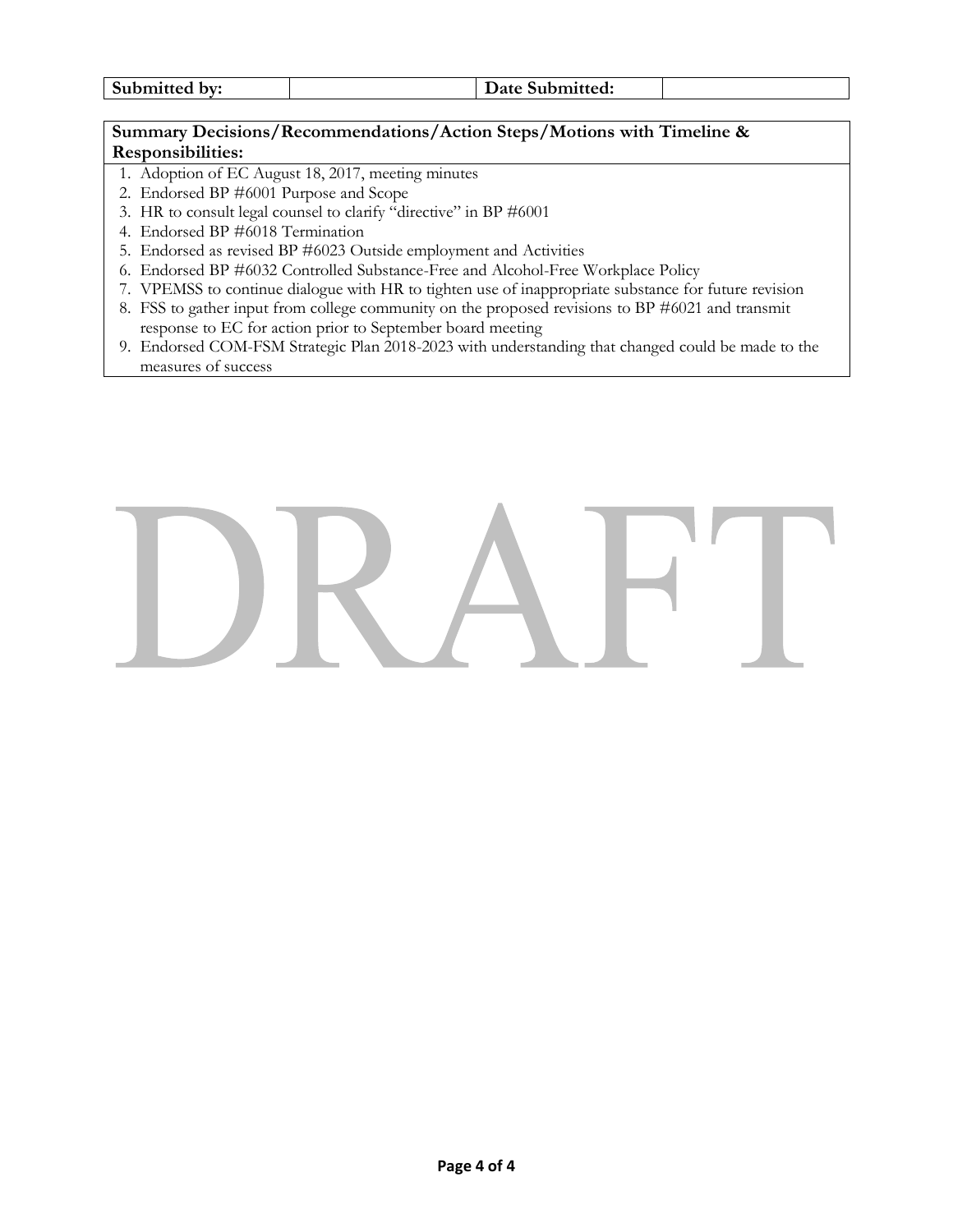| Submitted by: | | Date Submitted: | |
|---|---|---|---|

**Summary Decisions/Recommendations/Action Steps/Motions with Timeline & Responsibilities:**

1. Adoption of EC August 18, 2017, meeting minutes
2. Endorsed BP #6001 Purpose and Scope
3. HR to consult legal counsel to clarify "directive" in BP #6001
4. Endorsed BP #6018 Termination
5. Endorsed as revised BP #6023 Outside employment and Activities
6. Endorsed BP #6032 Controlled Substance-Free and Alcohol-Free Workplace Policy
7. VPEMSS to continue dialogue with HR to tighten use of inappropriate substance for future revision
8. FSS to gather input from college community on the proposed revisions to BP #6021 and transmit response to EC for action prior to September board meeting
9. Endorsed COM-FSM Strategic Plan 2018-2023 with understanding that changed could be made to the measures of success

DRAFT